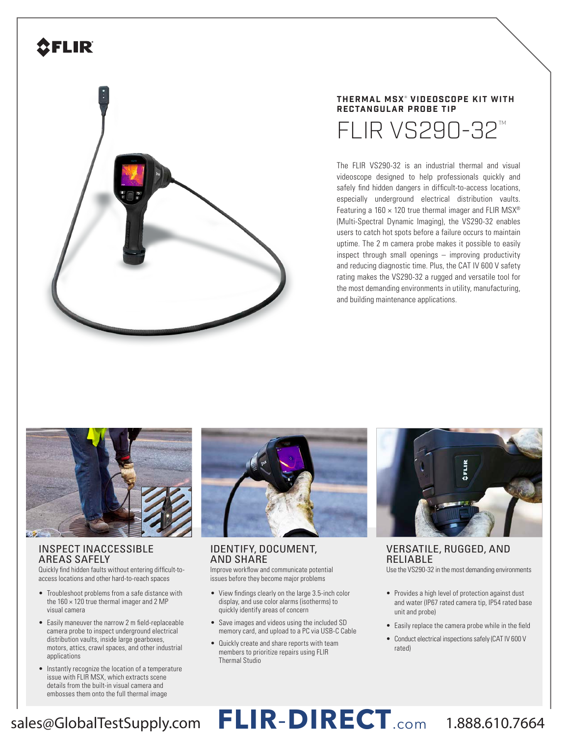# THERMAL MSX® VIDEOSCOPE KIT WITH RECTANGULAR PROBE TIP

# FLIR VS290-32™

The FLIR VS290-32 is an industrial thermal and visual videoscope designed to help professionals quickly and safely find hidden dangers in difficult-to-access locations, especially underground electrical distribution vaults. Featuring a 160 × 120 true thermal imager and FLIR MSX® (Multi-Spectral Dynamic Imaging), the VS290-32 enables users to catch hot spots before a failure occurs to maintain uptime. The 2 m camera probe makes it possible to easily inspect through small openings – improving productivity and reducing diagnostic time. Plus, the CAT IV 600 V safety rating makes the VS290-32 a rugged and versatile tool for the most demanding environments in utility, manufacturing, and building maintenance applications.

## INSPECT INACCESSIBLE AREAS SAFELY

Quickly find hidden faults without entering difficult-to-access locations and other hard-to-reach spaces

- Troubleshoot problems from a safe distance with the 160 × 120 true thermal imager and 2 MP visual camera
- Easily maneuver the narrow 2 m field-replaceable camera probe to inspect underground electrical distribution vaults, inside large gearboxes, motors, attics, crawl spaces, and other industrial applications
- Instantly recognize the location of a temperature issue with FLIR MSX, which extracts scene details from the built-in visual camera and embosses them onto the full thermal image

## IDENTIFY, DOCUMENT, AND SHARE

Improve workflow and communicate potential issues before they become major problems

- View findings clearly on the large 3.5-inch color display, and use color alarms (isotherms) to quickly identify areas of concern
- Save images and videos using the included SD memory card, and upload to a PC via USB-C Cable
- Quickly create and share reports with team members to prioritize repairs using FLIR Thermal Studio

## VERSATILE, RUGGED, AND RELIABLE

Use the VS290-32 in the most demanding environments

- Provides a high level of protection against dust and water (IP67 rated camera tip, IP54 rated base unit and probe)
- Easily replace the camera probe while in the field
- Conduct electrical inspections safely (CAT IV 600 V rated)

sales@GlobalTestSupply.com FLIR-DIRECT.com 1.888.610.7664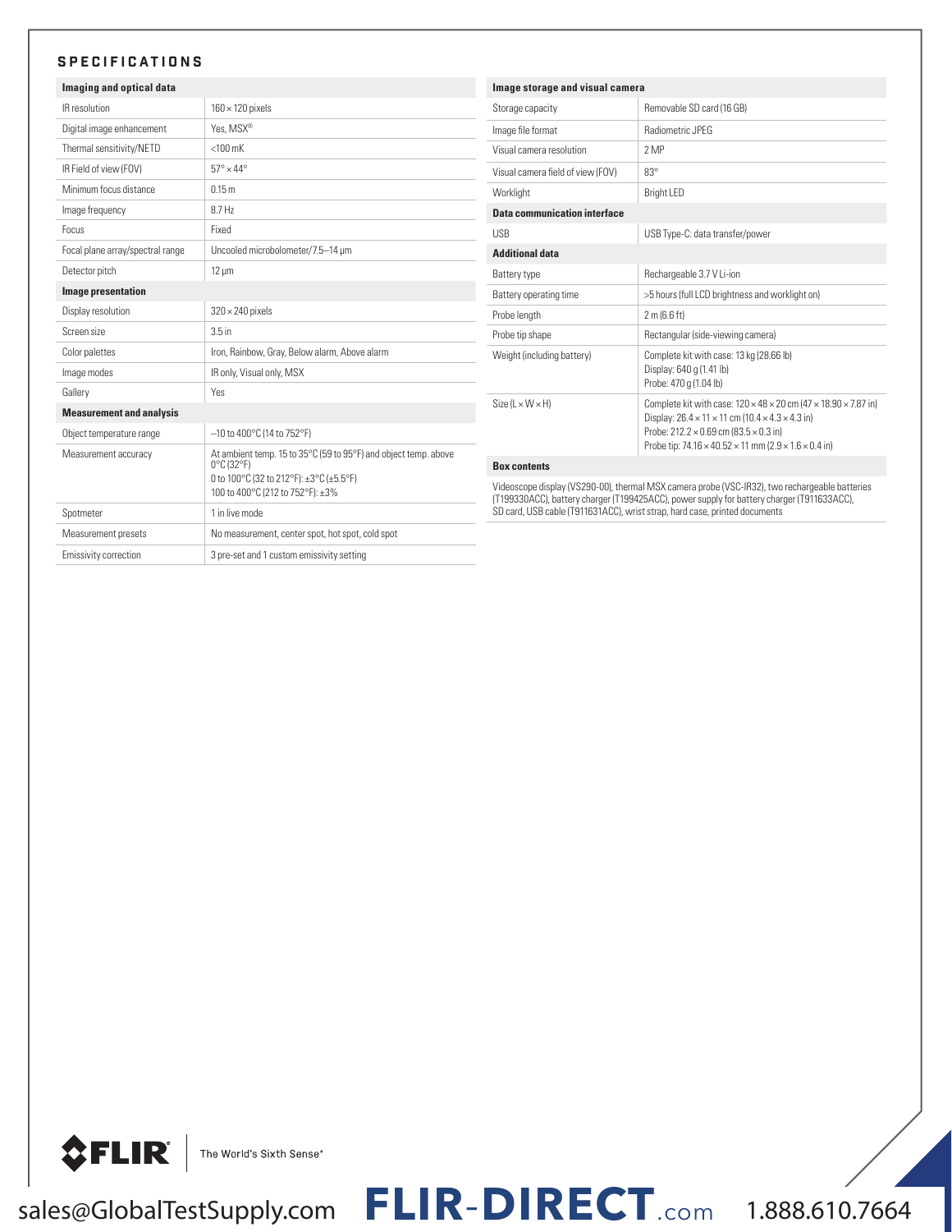## SPECIFICATIONS

| Imaging and optical data | |
|---|---|
| IR resolution | 160 × 120 pixels |
| Digital image enhancement | Yes, MSX® |
| Thermal sensitivity/NETD | <100 mK |
| IR Field of view (FOV) | 57° × 44° |
| Minimum focus distance | 0.15 m |
| Image frequency | 8.7 Hz |
| Focus | Fixed |
| Focal plane array/spectral range | Uncooled microbolometer/7.5–14 µm |
| Detector pitch | 12 µm |
| **Image presentation** | |
| Display resolution | 320 × 240 pixels |
| Screen size | 3.5 in |
| Color palettes | Iron, Rainbow, Gray, Below alarm, Above alarm |
| Image modes | IR only, Visual only, MSX |
| Gallery | Yes |
| **Measurement and analysis** | |
| Object temperature range | –10 to 400°C (14 to 752°F) |
| Measurement accuracy | At ambient temp. 15 to 35°C (59 to 95°F) and object temp. above 0°C (32°F)<br>0 to 100°C (32 to 212°F): ±3°C (±5.5°F)<br>100 to 400°C (212 to 752°F): ±3% |
| Spotmeter | 1 in live mode |
| Measurement presets | No measurement, center spot, hot spot, cold spot |
| Emissivity correction | 3 pre-set and 1 custom emissivity setting |

| Image storage and visual camera | |
|---|---|
| Storage capacity | Removable SD card (16 GB) |
| Image file format | Radiometric JPEG |
| Visual camera resolution | 2 MP |
| Visual camera field of view (FOV) | 83° |
| Worklight | Bright LED |
| **Data communication interface** | |
| USB | USB Type-C: data transfer/power |
| **Additional data** | |
| Battery type | Rechargeable 3.7 V Li-ion |
| Battery operating time | >5 hours (full LCD brightness and worklight on) |
| Probe length | 2 m (6.6 ft) |
| Probe tip shape | Rectangular (side-viewing camera) |
| Weight (including battery) | Complete kit with case: 13 kg (28.66 lb)<br>Display: 640 g (1.41 lb)<br>Probe: 470 g (1.04 lb) |
| Size (L × W × H) | Complete kit with case: 120 × 48 × 20 cm (47 × 18.90 × 7.87 in)<br>Display: 26.4 × 11 × 11 cm (10.4 × 4.3 × 4.3 in)<br>Probe: 212.2 × 0.69 cm (83.5 × 0.3 in)<br>Probe tip: 74.16 × 40.52 × 11 mm (2.9 × 1.6 × 0.4 in) |

**Box contents**

Videoscope display (VS290-00), thermal MSX camera probe (VSC-IR32), two rechargeable batteries (T199330ACC), battery charger (T199425ACC), power supply for battery charger (T911633ACC), SD card, USB cable (T911631ACC), wrist strap, hard case, printed documents

FLIR | The World's Sixth Sense®

sales@GlobalTestSupply.com FLIR-DIRECT.com 1.888.610.7664